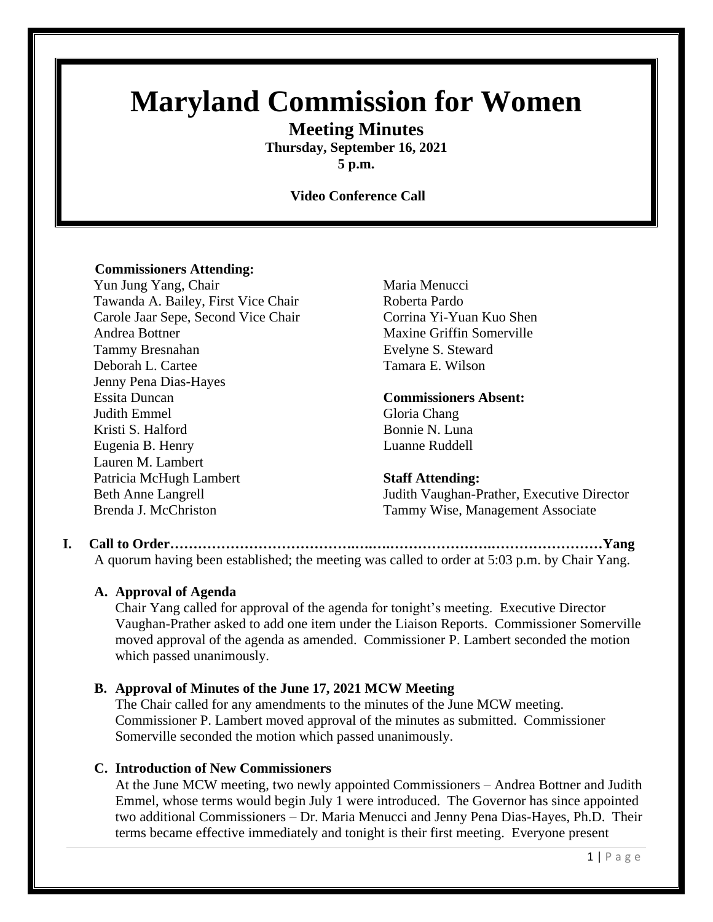# Maryland Commission for Women

## Meeting Minutes

**Thursday, September 16, 2021**
**5 p.m.**

**Video Conference Call**

**Commissioners Attending:**

Yun Jung Yang, Chair
Tawanda A. Bailey, First Vice Chair
Carole Jaar Sepe, Second Vice Chair
Andrea Bottner
Tammy Bresnahan
Deborah L. Cartee
Jenny Pena Dias-Hayes
Essita Duncan
Judith Emmel
Kristi S. Halford
Eugenia B. Henry
Lauren M. Lambert
Patricia McHugh Lambert
Beth Anne Langrell
Brenda J. McChriston
Maria Menucci
Roberta Pardo
Corrina Yi-Yuan Kuo Shen
Maxine Griffin Somerville
Evelyne S. Steward
Tamara E. Wilson

**Commissioners Absent:**

Gloria Chang
Bonnie N. Luna
Luanne Ruddell

**Staff Attending:**

Judith Vaughan-Prather, Executive Director
Tammy Wise, Management Associate

**I. Call to Order……………………………………………………………………………………Yang**

A quorum having been established; the meeting was called to order at 5:03 p.m. by Chair Yang.

**A. Approval of Agenda**

Chair Yang called for approval of the agenda for tonight's meeting. Executive Director Vaughan-Prather asked to add one item under the Liaison Reports. Commissioner Somerville moved approval of the agenda as amended. Commissioner P. Lambert seconded the motion which passed unanimously.

**B. Approval of Minutes of the June 17, 2021 MCW Meeting**

The Chair called for any amendments to the minutes of the June MCW meeting. Commissioner P. Lambert moved approval of the minutes as submitted. Commissioner Somerville seconded the motion which passed unanimously.

**C. Introduction of New Commissioners**

At the June MCW meeting, two newly appointed Commissioners – Andrea Bottner and Judith Emmel, whose terms would begin July 1 were introduced. The Governor has since appointed two additional Commissioners – Dr. Maria Menucci and Jenny Pena Dias-Hayes, Ph.D. Their terms became effective immediately and tonight is their first meeting. Everyone present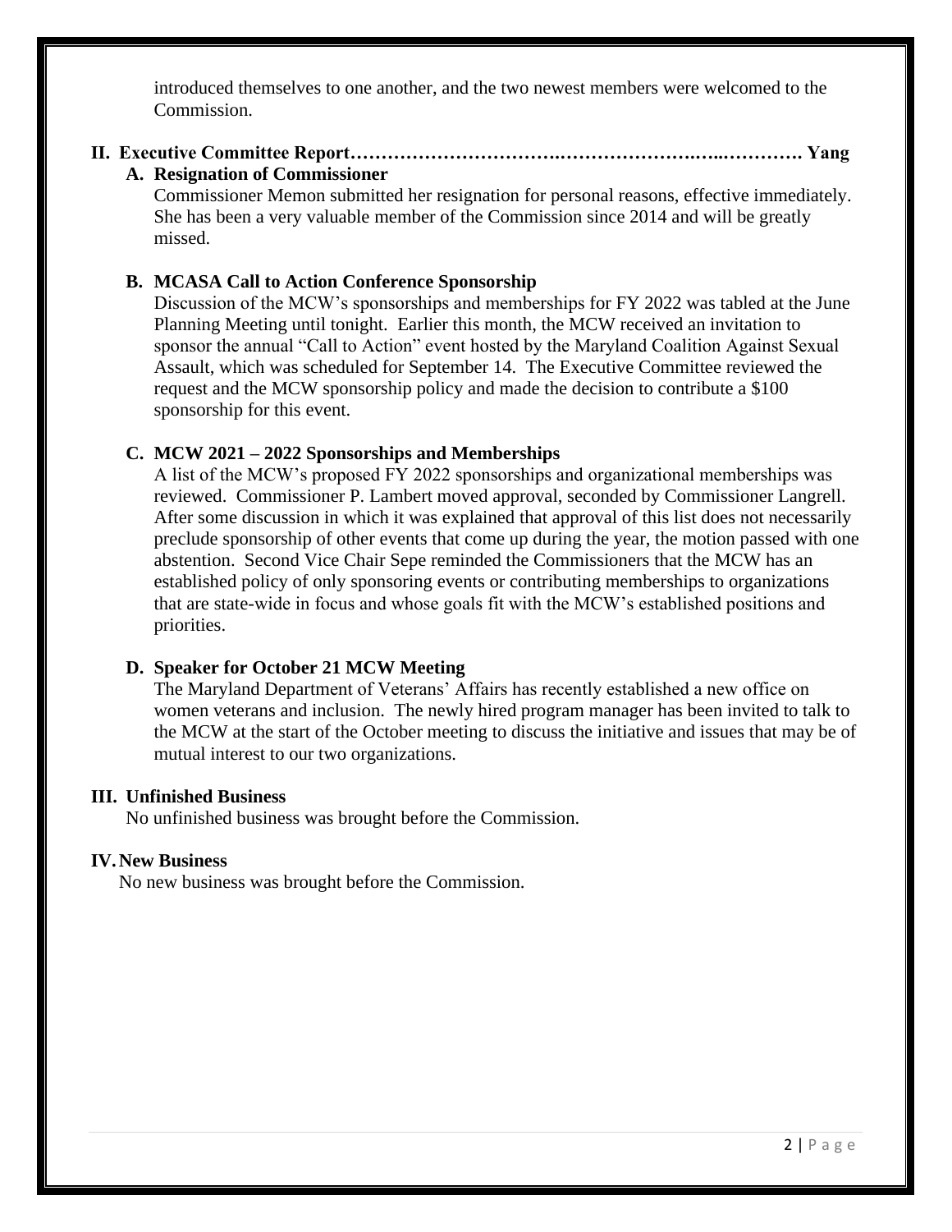introduced themselves to one another, and the two newest members were welcomed to the Commission.

## II. Executive Committee Report……………………………….…………………….…..…………. Yang

### A. Resignation of Commissioner

Commissioner Memon submitted her resignation for personal reasons, effective immediately. She has been a very valuable member of the Commission since 2014 and will be greatly missed.

### B. MCASA Call to Action Conference Sponsorship

Discussion of the MCW's sponsorships and memberships for FY 2022 was tabled at the June Planning Meeting until tonight. Earlier this month, the MCW received an invitation to sponsor the annual "Call to Action" event hosted by the Maryland Coalition Against Sexual Assault, which was scheduled for September 14. The Executive Committee reviewed the request and the MCW sponsorship policy and made the decision to contribute a $100 sponsorship for this event.

### C. MCW 2021 – 2022 Sponsorships and Memberships

A list of the MCW's proposed FY 2022 sponsorships and organizational memberships was reviewed. Commissioner P. Lambert moved approval, seconded by Commissioner Langrell. After some discussion in which it was explained that approval of this list does not necessarily preclude sponsorship of other events that come up during the year, the motion passed with one abstention. Second Vice Chair Sepe reminded the Commissioners that the MCW has an established policy of only sponsoring events or contributing memberships to organizations that are state-wide in focus and whose goals fit with the MCW's established positions and priorities.

### D. Speaker for October 21 MCW Meeting

The Maryland Department of Veterans' Affairs has recently established a new office on women veterans and inclusion. The newly hired program manager has been invited to talk to the MCW at the start of the October meeting to discuss the initiative and issues that may be of mutual interest to our two organizations.

## III. Unfinished Business

No unfinished business was brought before the Commission.

## IV. New Business

No new business was brought before the Commission.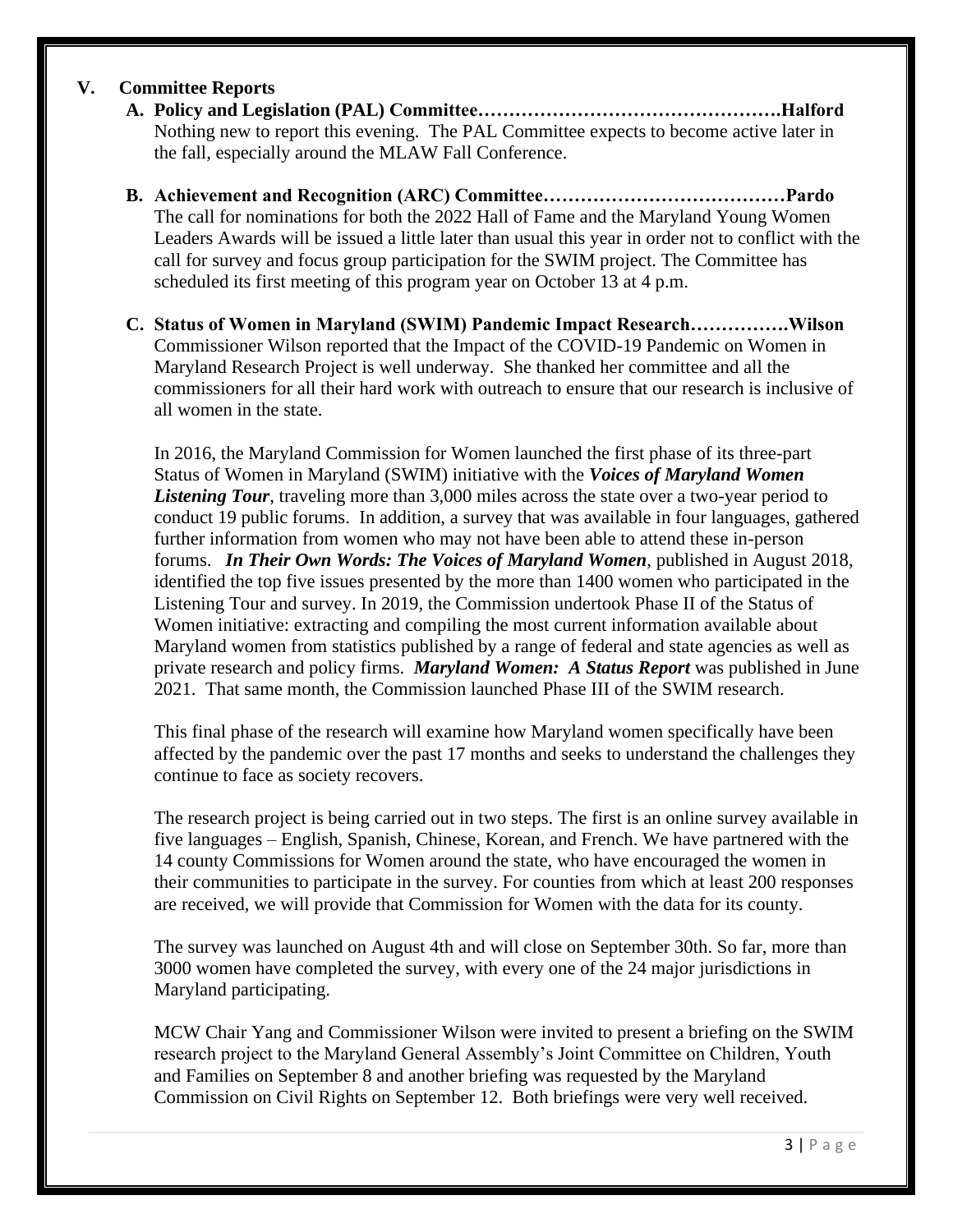## V. Committee Reports

**A. Policy and Legislation (PAL) Committee……………………………………….Halford**

Nothing new to report this evening. The PAL Committee expects to become active later in the fall, especially around the MLAW Fall Conference.

**B. Achievement and Recognition (ARC) Committee…………………………………Pardo**

The call for nominations for both the 2022 Hall of Fame and the Maryland Young Women Leaders Awards will be issued a little later than usual this year in order not to conflict with the call for survey and focus group participation for the SWIM project. The Committee has scheduled its first meeting of this program year on October 13 at 4 p.m.

**C. Status of Women in Maryland (SWIM) Pandemic Impact Research…………….Wilson**

Commissioner Wilson reported that the Impact of the COVID-19 Pandemic on Women in Maryland Research Project is well underway. She thanked her committee and all the commissioners for all their hard work with outreach to ensure that our research is inclusive of all women in the state.

In 2016, the Maryland Commission for Women launched the first phase of its three-part Status of Women in Maryland (SWIM) initiative with the ***Voices of Maryland Women Listening Tour***, traveling more than 3,000 miles across the state over a two-year period to conduct 19 public forums. In addition, a survey that was available in four languages, gathered further information from women who may not have been able to attend these in-person forums. ***In Their Own Words: The Voices of Maryland Women***, published in August 2018, identified the top five issues presented by the more than 1400 women who participated in the Listening Tour and survey. In 2019, the Commission undertook Phase II of the Status of Women initiative: extracting and compiling the most current information available about Maryland women from statistics published by a range of federal and state agencies as well as private research and policy firms. ***Maryland Women: A Status Report*** was published in June 2021. That same month, the Commission launched Phase III of the SWIM research.

This final phase of the research will examine how Maryland women specifically have been affected by the pandemic over the past 17 months and seeks to understand the challenges they continue to face as society recovers.

The research project is being carried out in two steps. The first is an online survey available in five languages – English, Spanish, Chinese, Korean, and French. We have partnered with the 14 county Commissions for Women around the state, who have encouraged the women in their communities to participate in the survey. For counties from which at least 200 responses are received, we will provide that Commission for Women with the data for its county.

The survey was launched on August 4th and will close on September 30th. So far, more than 3000 women have completed the survey, with every one of the 24 major jurisdictions in Maryland participating.

MCW Chair Yang and Commissioner Wilson were invited to present a briefing on the SWIM research project to the Maryland General Assembly's Joint Committee on Children, Youth and Families on September 8 and another briefing was requested by the Maryland Commission on Civil Rights on September 12. Both briefings were very well received.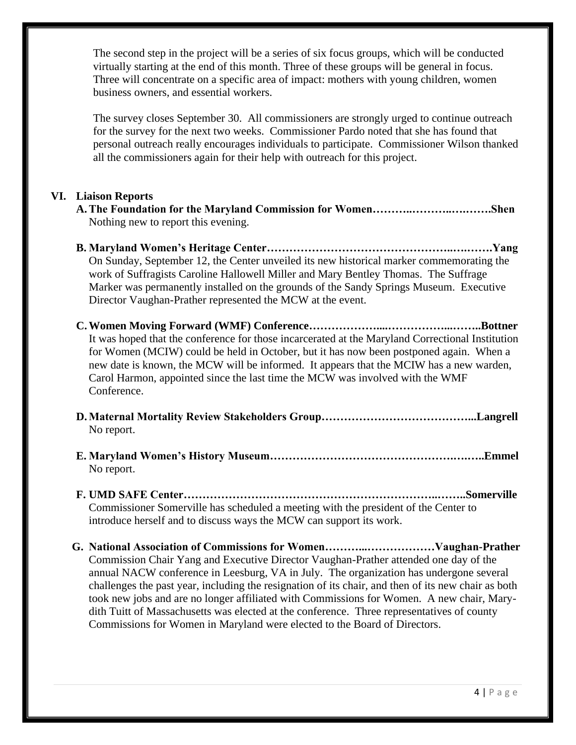The second step in the project will be a series of six focus groups, which will be conducted virtually starting at the end of this month. Three of these groups will be general in focus. Three will concentrate on a specific area of impact: mothers with young children, women business owners, and essential workers.

The survey closes September 30. All commissioners are strongly urged to continue outreach for the survey for the next two weeks. Commissioner Pardo noted that she has found that personal outreach really encourages individuals to participate. Commissioner Wilson thanked all the commissioners again for their help with outreach for this project.

## VI. Liaison Reports

**A. The Foundation for the Maryland Commission for Women………..………..….…….Shen**

Nothing new to report this evening.

**B. Maryland Women's Heritage Center………………………………………..….…….Yang**

On Sunday, September 12, the Center unveiled its new historical marker commemorating the work of Suffragists Caroline Hallowell Miller and Mary Bentley Thomas. The Suffrage Marker was permanently installed on the grounds of the Sandy Springs Museum. Executive Director Vaughan-Prather represented the MCW at the event.

**C. Women Moving Forward (WMF) Conference………………...……………...……..Bottner**

It was hoped that the conference for those incarcerated at the Maryland Correctional Institution for Women (MCIW) could be held in October, but it has now been postponed again. When a new date is known, the MCW will be informed. It appears that the MCIW has a new warden, Carol Harmon, appointed since the last time the MCW was involved with the WMF Conference.

**D. Maternal Mortality Review Stakeholders Group…………………………………...Langrell**

No report.

**E. Maryland Women's History Museum…………………………………………….…..Emmel**

No report.

**F. UMD SAFE Center………………………………………………………..……..Somerville**

Commissioner Somerville has scheduled a meeting with the president of the Center to introduce herself and to discuss ways the MCW can support its work.

**G. National Association of Commissions for Women………...………………Vaughan-Prather**

Commission Chair Yang and Executive Director Vaughan-Prather attended one day of the annual NACW conference in Leesburg, VA in July. The organization has undergone several challenges the past year, including the resignation of its chair, and then of its new chair as both took new jobs and are no longer affiliated with Commissions for Women. A new chair, Mary-dith Tuitt of Massachusetts was elected at the conference. Three representatives of county Commissions for Women in Maryland were elected to the Board of Directors.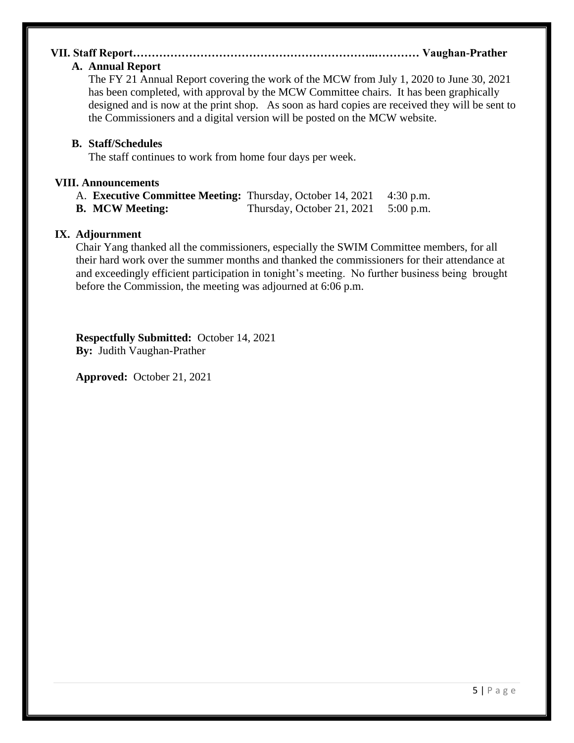## VII. Staff Report………………………………………………………..………… Vaughan-Prather

### A. Annual Report

The FY 21 Annual Report covering the work of the MCW from July 1, 2020 to June 30, 2021 has been completed, with approval by the MCW Committee chairs. It has been graphically designed and is now at the print shop. As soon as hard copies are received they will be sent to the Commissioners and a digital version will be posted on the MCW website.

### B. Staff/Schedules

The staff continues to work from home four days per week.

## VIII. Announcements

A. **Executive Committee Meeting:** Thursday, October 14, 2021 4:30 p.m.

**B. MCW Meeting:** Thursday, October 21, 2021 5:00 p.m.

## IX. Adjournment

Chair Yang thanked all the commissioners, especially the SWIM Committee members, for all their hard work over the summer months and thanked the commissioners for their attendance at and exceedingly efficient participation in tonight's meeting. No further business being brought before the Commission, the meeting was adjourned at 6:06 p.m.

**Respectfully Submitted:** October 14, 2021
**By:** Judith Vaughan-Prather

**Approved:** October 21, 2021